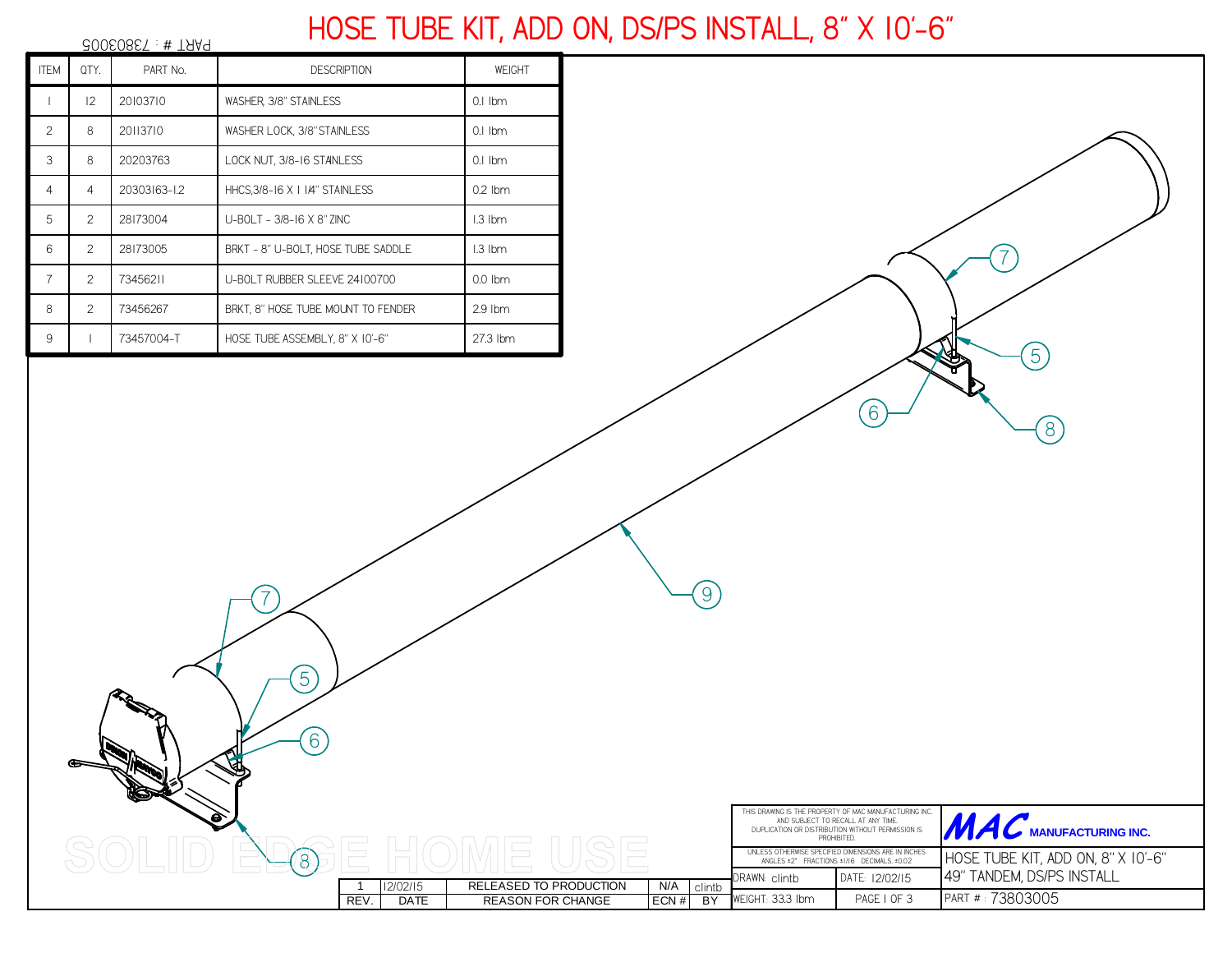# HOSE TUBE KIT, ADD ON, DS/PS INSTALL, 8" X 10'-6"

PART # : 73803005

| ITEM | QTY. | PART No. | DESCRIPTION | WEIGHT |
|---|---|---|---|---|
| 1 | 12 | 20103710 | WASHER, 3/8" STAINLESS | 0.1 lbm |
| 2 | 8 | 20113710 | WASHER LOCK, 3/8" STAINLESS | 0.1 lbm |
| 3 | 8 | 20203763 | LOCK NUT, 3/8-16 STAINLESS | 0.1 lbm |
| 4 | 4 | 20303163-1.2 | HHCS,3/8-16 X 1 1/4" STAINLESS | 0.2 lbm |
| 5 | 2 | 28173004 | U-BOLT - 3/8-16 X 8" ZINC | 1.3 lbm |
| 6 | 2 | 28173005 | BRKT - 8" U-BOLT, HOSE TUBE SADDLE | 1.3 lbm |
| 7 | 2 | 73456211 | U-BOLT RUBBER SLEEVE 24100700 | 0.0 lbm |
| 8 | 2 | 73456267 | BRKT, 8" HOSE TUBE MOUNT TO FENDER | 2.9 lbm |
| 9 | 1 | 73457004-T | HOSE TUBE ASSEMBLY, 8" X 10'-6" | 27.3 lbm |

7 5 6 8 9 7 5 6 8

SOLID EDGE HOME USE

| REV. | DATE | REASON FOR CHANGE | ECN # | BY |
|---|---|---|---|---|
| 1 | 12/02/15 | RELEASED TO PRODUCTION | N/A | clintb |

THIS DRAWING IS THE PROPERTY OF MAC MANUFACTURING INC. AND SUBJECT TO RECALL AT ANY TIME. DUPLICATION OR DISTRIBUTION WITHOUT PERMISSION IS PROHIBITED.

UNLESS OTHERWISE SPECIFIED DIMENSIONS ARE IN INCHES ANGLES ±2° FRACTIONS ±1/16 DECIMALS ±0.02

**MAC MANUFACTURING INC.**

HOSE TUBE KIT, ADD ON, 8" X 10'-6"
49" TANDEM, DS/PS INSTALL

DRAWN: clintb | DATE: 12/02/15

WEIGHT: 33.3 lbm | PAGE 1 OF 3

PART # : 73803005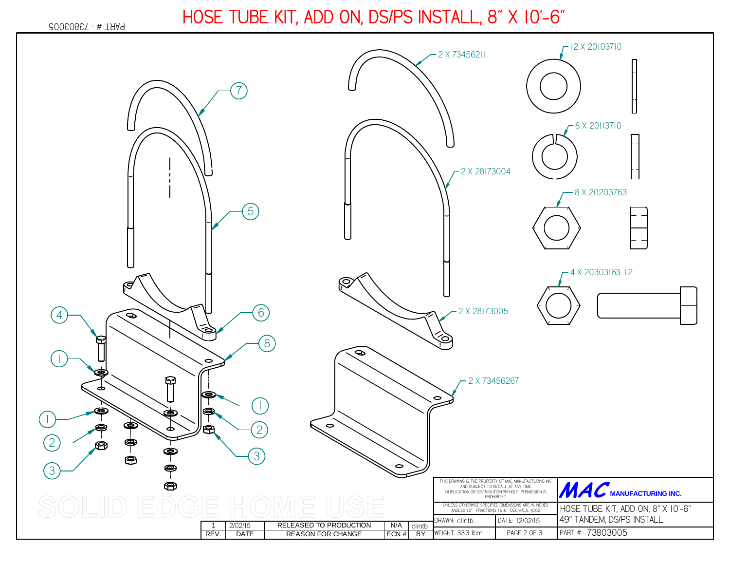# HOSE TUBE KIT, ADD ON, DS/PS INSTALL, 8" X 10'-6"

PART # : 73803005

7

5

6

8

4

1

2

3

1

2

3

2 X 73456211

2 X 28173004

2 X 28173005

2 X 73456267

12 X 20103710

8 X 20113710

8 X 20203763

4 X 20303163-1.2

THIS DRAWING IS THE PROPERTY OF MAC MANUFACTURING INC. AND SUBJECT TO RECALL AT ANY TIME. DUPLICATION OR DISTRIBUTION WITHOUT PERMISSION IS PROHIBITED.

UNLESS OTHERWISE SPECIFIED DIMENSIONS ARE IN INCHES ANGLES ±2° FRACTIONS ±1/16 DECIMALS ±0.02

**MAC** MANUFACTURING INC.

| REV. | DATE | REASON FOR CHANGE | ECN # | BY |
|---|---|---|---|---|
| 1 | 12/02/15 | RELEASED TO PRODUCTION | N/A | clintb |

| | | |
|---|---|---|
| DRAWN: clintb | DATE: 12/02/15 | HOSE TUBE KIT, ADD ON, 8" X 10'-6" 49" TANDEM, DS/PS INSTALL |
| WEIGHT: 33.3 lbm | PAGE 2 OF 3 | PART # : 73803005 |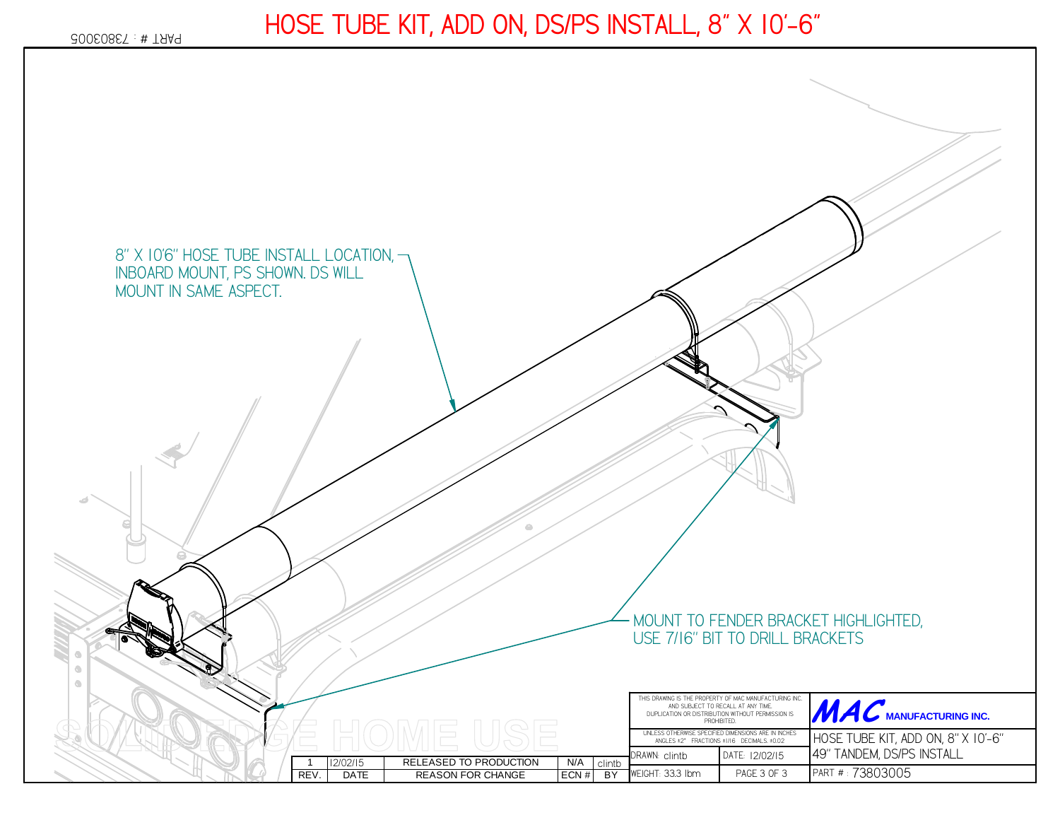# HOSE TUBE KIT, ADD ON, DS/PS INSTALL, 8" X 10'-6"

8" X 10'6" HOSE TUBE INSTALL LOCATION, INBOARD MOUNT, PS SHOWN. DS WILL MOUNT IN SAME ASPECT.

MOUNT TO FENDER BRACKET HIGHLIGHTED, USE 7/16" BIT TO DRILL BRACKETS

| REV. | DATE | REASON FOR CHANGE | ECN # | BY |
|---|---|---|---|---|
| 1 | 12/02/15 | RELEASED TO PRODUCTION | N/A | clintb |

THIS DRAWING IS THE PROPERTY OF MAC MANUFACTURING INC. AND SUBJECT TO RECALL AT ANY TIME. DUPLICATION OR DISTRIBUTION WITHOUT PERMISSION IS PROHIBITED.

UNLESS OTHERWISE SPECIFIED DIMENSIONS ARE IN INCHES ANGLES ±2° FRACTIONS ±1/16 DECIMALS ±0.02

**MAC MANUFACTURING INC.**

| | | |
|---|---|---|
| DRAWN: clintb | DATE: 12/02/15 | HOSE TUBE KIT, ADD ON, 8" X 10'-6" 49" TANDEM, DS/PS INSTALL |
| WEIGHT: 33.3 lbm | PAGE 3 OF 3 | PART #: 73803005 |